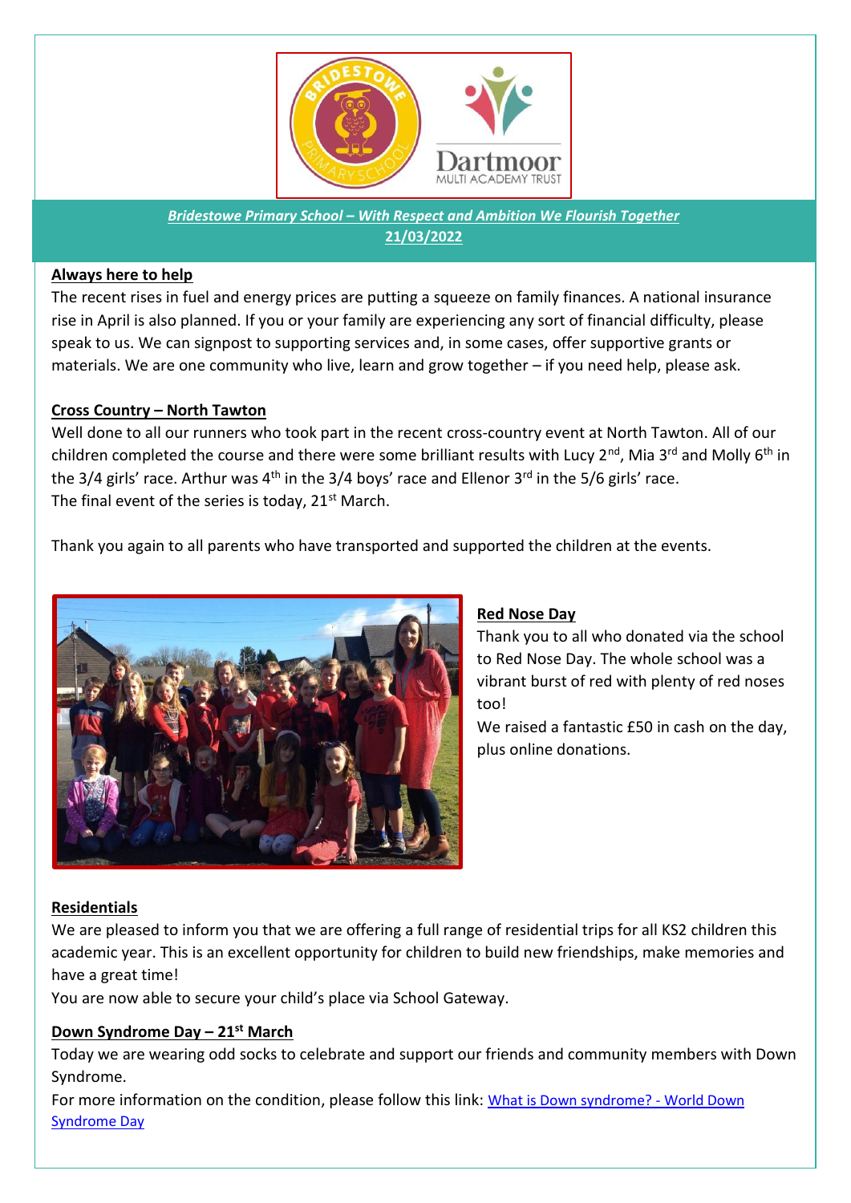***Bridestowe Primary School – With Respect and Ambition We Flourish Together***

**21/03/2022**

**Always here to help**

The recent rises in fuel and energy prices are putting a squeeze on family finances. A national insurance rise in April is also planned. If you or your family are experiencing any sort of financial difficulty, please speak to us. We can signpost to supporting services and, in some cases, offer supportive grants or materials. We are one community who live, learn and grow together – if you need help, please ask.

**Cross Country – North Tawton**

Well done to all our runners who took part in the recent cross-country event at North Tawton. All of our children completed the course and there were some brilliant results with Lucy 2nd, Mia 3rd and Molly 6th in the 3/4 girls' race. Arthur was 4th in the 3/4 boys' race and Ellenor 3rd in the 5/6 girls' race.
The final event of the series is today, 21st March.

Thank you again to all parents who have transported and supported the children at the events.

**Red Nose Day**

Thank you to all who donated via the school to Red Nose Day. The whole school was a vibrant burst of red with plenty of red noses too!
We raised a fantastic £50 in cash on the day, plus online donations.

**Residentials**

We are pleased to inform you that we are offering a full range of residential trips for all KS2 children this academic year. This is an excellent opportunity for children to build new friendships, make memories and have a great time!
You are now able to secure your child's place via School Gateway.

**Down Syndrome Day – 21st March**

Today we are wearing odd socks to celebrate and support our friends and community members with Down Syndrome.
For more information on the condition, please follow this link: [What is Down syndrome? - World Down Syndrome Day]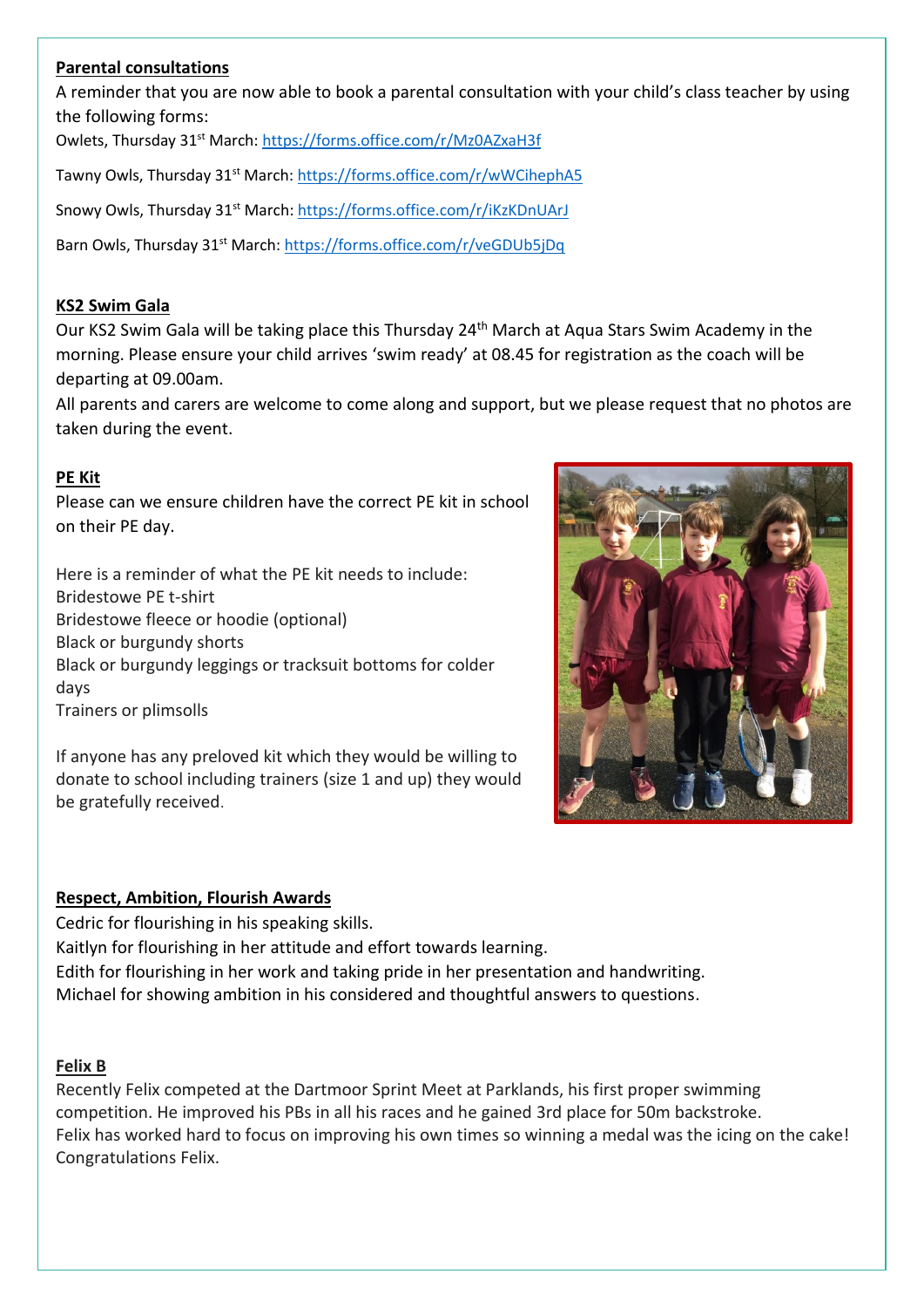**Parental consultations**

A reminder that you are now able to book a parental consultation with your child's class teacher by using the following forms:

Owlets, Thursday 31st March: https://forms.office.com/r/Mz0AZxaH3f

Tawny Owls, Thursday 31st March: https://forms.office.com/r/wWCihephA5

Snowy Owls, Thursday 31st March: https://forms.office.com/r/iKzKDnUArJ

Barn Owls, Thursday 31st March: https://forms.office.com/r/veGDUb5jDq

**KS2 Swim Gala**

Our KS2 Swim Gala will be taking place this Thursday 24th March at Aqua Stars Swim Academy in the morning. Please ensure your child arrives 'swim ready' at 08.45 for registration as the coach will be departing at 09.00am.

All parents and carers are welcome to come along and support, but we please request that no photos are taken during the event.

**PE Kit**

Please can we ensure children have the correct PE kit in school on their PE day.

Here is a reminder of what the PE kit needs to include:
Bridestowe PE t-shirt
Bridestowe fleece or hoodie (optional)
Black or burgundy shorts
Black or burgundy leggings or tracksuit bottoms for colder days
Trainers or plimsolls

If anyone has any preloved kit which they would be willing to donate to school including trainers (size 1 and up) they would be gratefully received.

**Respect, Ambition, Flourish Awards**

Cedric for flourishing in his speaking skills.
Kaitlyn for flourishing in her attitude and effort towards learning.
Edith for flourishing in her work and taking pride in her presentation and handwriting.
Michael for showing ambition in his considered and thoughtful answers to questions.

**Felix B**

Recently Felix competed at the Dartmoor Sprint Meet at Parklands, his first proper swimming competition. He improved his PBs in all his races and he gained 3rd place for 50m backstroke.
Felix has worked hard to focus on improving his own times so winning a medal was the icing on the cake! Congratulations Felix.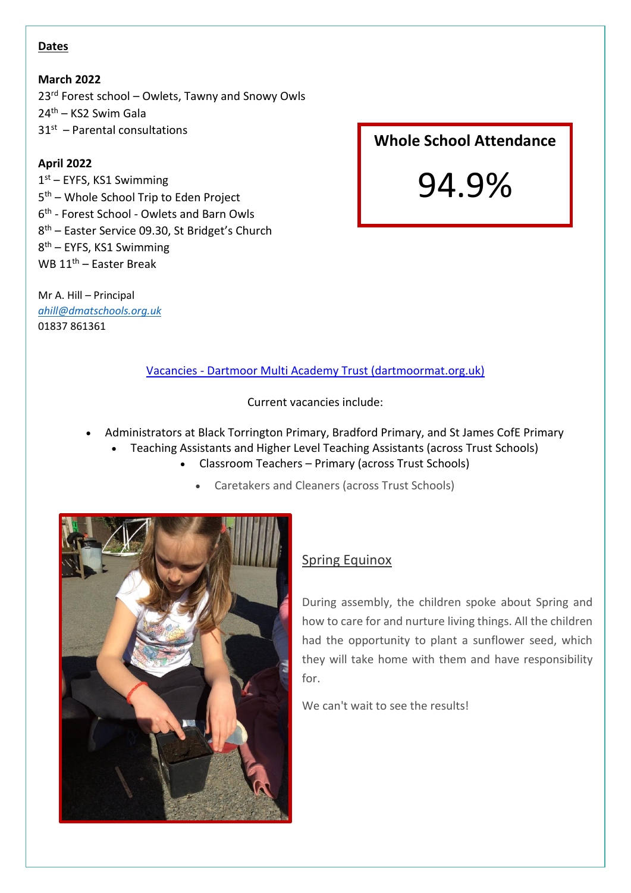**Dates**

**March 2022**

23rd Forest school – Owlets, Tawny and Snowy Owls
24th – KS2 Swim Gala
31st – Parental consultations

**April 2022**

1st – EYFS, KS1 Swimming
5th – Whole School Trip to Eden Project
6th - Forest School - Owlets and Barn Owls
8th – Easter Service 09.30, St Bridget's Church
8th – EYFS, KS1 Swimming
WB 11th – Easter Break

Mr A. Hill – Principal
*ahill@dmatschools.org.uk*
01837 861361

**Whole School Attendance**

94.9%

Vacancies - Dartmoor Multi Academy Trust (dartmoormat.org.uk)

Current vacancies include:

- Administrators at Black Torrington Primary, Bradford Primary, and St James CofE Primary
- Teaching Assistants and Higher Level Teaching Assistants (across Trust Schools)
- Classroom Teachers – Primary (across Trust Schools)
- Caretakers and Cleaners (across Trust Schools)

## Spring Equinox

During assembly, the children spoke about Spring and how to care for and nurture living things. All the children had the opportunity to plant a sunflower seed, which they will take home with them and have responsibility for.

We can't wait to see the results!